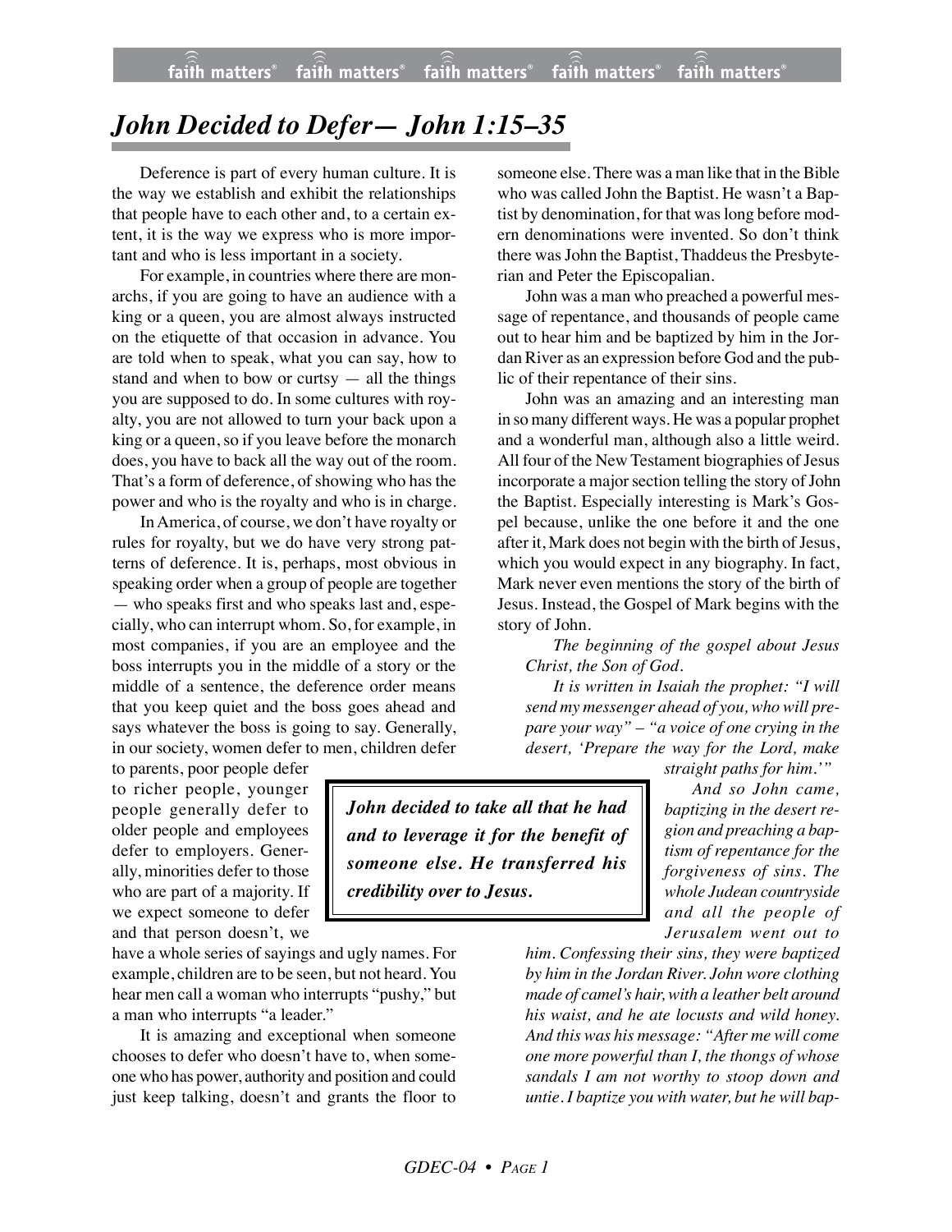# *John Decided to Defer— John 1:15–35*

Deference is part of every human culture. It is the way we establish and exhibit the relationships that people have to each other and, to a certain extent, it is the way we express who is more important and who is less important in a society.

For example, in countries where there are monarchs, if you are going to have an audience with a king or a queen, you are almost always instructed on the etiquette of that occasion in advance. You are told when to speak, what you can say, how to stand and when to bow or curtsy — all the things you are supposed to do. In some cultures with royalty, you are not allowed to turn your back upon a king or a queen, so if you leave before the monarch does, you have to back all the way out of the room. That's a form of deference, of showing who has the power and who is the royalty and who is in charge.

In America, of course, we don't have royalty or rules for royalty, but we do have very strong patterns of deference. It is, perhaps, most obvious in speaking order when a group of people are together — who speaks first and who speaks last and, especially, who can interrupt whom. So, for example, in most companies, if you are an employee and the boss interrupts you in the middle of a story or the middle of a sentence, the deference order means that you keep quiet and the boss goes ahead and says whatever the boss is going to say. Generally, in our society, women defer to men, children defer to parents, poor people defer to richer people, younger people generally defer to older people and employees defer to employers. Generally, minorities defer to those who are part of a majority. If we expect someone to defer and that person doesn't, we have a whole series of sayings and ugly names. For example, children are to be seen, but not heard. You hear men call a woman who interrupts "pushy," but a man who interrupts "a leader."

It is amazing and exceptional when someone chooses to defer who doesn't have to, when someone who has power, authority and position and could just keep talking, doesn't and grants the floor to someone else. There was a man like that in the Bible who was called John the Baptist. He wasn't a Baptist by denomination, for that was long before modern denominations were invented. So don't think there was John the Baptist, Thaddeus the Presbyterian and Peter the Episcopalian.

> ***John decided to take all that he had and to leverage it for the benefit of someone else. He transferred his credibility over to Jesus.***

John was a man who preached a powerful message of repentance, and thousands of people came out to hear him and be baptized by him in the Jordan River as an expression before God and the public of their repentance of their sins.

John was an amazing and an interesting man in so many different ways. He was a popular prophet and a wonderful man, although also a little weird. All four of the New Testament biographies of Jesus incorporate a major section telling the story of John the Baptist. Especially interesting is Mark's Gospel because, unlike the one before it and the one after it, Mark does not begin with the birth of Jesus, which you would expect in any biography. In fact, Mark never even mentions the story of the birth of Jesus. Instead, the Gospel of Mark begins with the story of John.

> *The beginning of the gospel about Jesus Christ, the Son of God.*
>
> *It is written in Isaiah the prophet: "I will send my messenger ahead of you, who will prepare your way" – "a voice of one crying in the desert, 'Prepare the way for the Lord, make straight paths for him.'"*
>
> *And so John came, baptizing in the desert region and preaching a baptism of repentance for the forgiveness of sins. The whole Judean countryside and all the people of Jerusalem went out to him. Confessing their sins, they were baptized by him in the Jordan River. John wore clothing made of camel's hair, with a leather belt around his waist, and he ate locusts and wild honey. And this was his message: "After me will come one more powerful than I, the thongs of whose sandals I am not worthy to stoop down and untie. I baptize you with water, but he will bap-*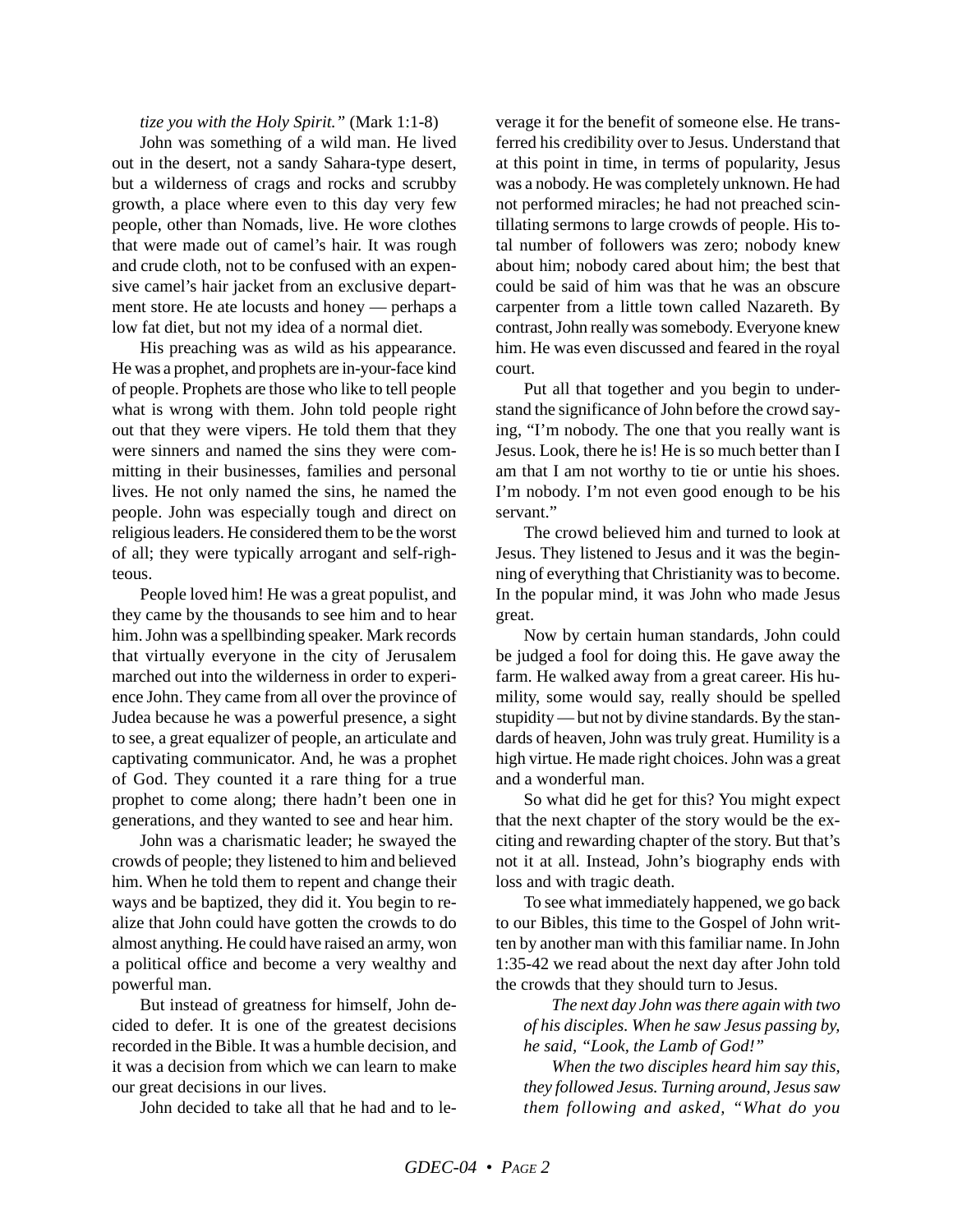*tize you with the Holy Spirit."* (Mark 1:1-8)

John was something of a wild man. He lived out in the desert, not a sandy Sahara-type desert, but a wilderness of crags and rocks and scrubby growth, a place where even to this day very few people, other than Nomads, live. He wore clothes that were made out of camel's hair. It was rough and crude cloth, not to be confused with an expensive camel's hair jacket from an exclusive department store. He ate locusts and honey — perhaps a low fat diet, but not my idea of a normal diet.

His preaching was as wild as his appearance. He was a prophet, and prophets are in-your-face kind of people. Prophets are those who like to tell people what is wrong with them. John told people right out that they were vipers. He told them that they were sinners and named the sins they were committing in their businesses, families and personal lives. He not only named the sins, he named the people. John was especially tough and direct on religious leaders. He considered them to be the worst of all; they were typically arrogant and self-righteous.

People loved him! He was a great populist, and they came by the thousands to see him and to hear him. John was a spellbinding speaker. Mark records that virtually everyone in the city of Jerusalem marched out into the wilderness in order to experience John. They came from all over the province of Judea because he was a powerful presence, a sight to see, a great equalizer of people, an articulate and captivating communicator. And, he was a prophet of God. They counted it a rare thing for a true prophet to come along; there hadn't been one in generations, and they wanted to see and hear him.

John was a charismatic leader; he swayed the crowds of people; they listened to him and believed him. When he told them to repent and change their ways and be baptized, they did it. You begin to realize that John could have gotten the crowds to do almost anything. He could have raised an army, won a political office and become a very wealthy and powerful man.

But instead of greatness for himself, John decided to defer. It is one of the greatest decisions recorded in the Bible. It was a humble decision, and it was a decision from which we can learn to make our great decisions in our lives.

John decided to take all that he had and to leverage it for the benefit of someone else. He transferred his credibility over to Jesus. Understand that at this point in time, in terms of popularity, Jesus was a nobody. He was completely unknown. He had not performed miracles; he had not preached scintillating sermons to large crowds of people. His total number of followers was zero; nobody knew about him; nobody cared about him; the best that could be said of him was that he was an obscure carpenter from a little town called Nazareth. By contrast, John really was somebody. Everyone knew him. He was even discussed and feared in the royal court.

Put all that together and you begin to understand the significance of John before the crowd saying, "I'm nobody. The one that you really want is Jesus. Look, there he is! He is so much better than I am that I am not worthy to tie or untie his shoes. I'm nobody. I'm not even good enough to be his servant."

The crowd believed him and turned to look at Jesus. They listened to Jesus and it was the beginning of everything that Christianity was to become. In the popular mind, it was John who made Jesus great.

Now by certain human standards, John could be judged a fool for doing this. He gave away the farm. He walked away from a great career. His humility, some would say, really should be spelled stupidity — but not by divine standards. By the standards of heaven, John was truly great. Humility is a high virtue. He made right choices. John was a great and a wonderful man.

So what did he get for this? You might expect that the next chapter of the story would be the exciting and rewarding chapter of the story. But that's not it at all. Instead, John's biography ends with loss and with tragic death.

To see what immediately happened, we go back to our Bibles, this time to the Gospel of John written by another man with this familiar name. In John 1:35-42 we read about the next day after John told the crowds that they should turn to Jesus.

> *The next day John was there again with two of his disciples. When he saw Jesus passing by, he said, "Look, the Lamb of God!"*
>
> *When the two disciples heard him say this, they followed Jesus. Turning around, Jesus saw them following and asked, "What do you*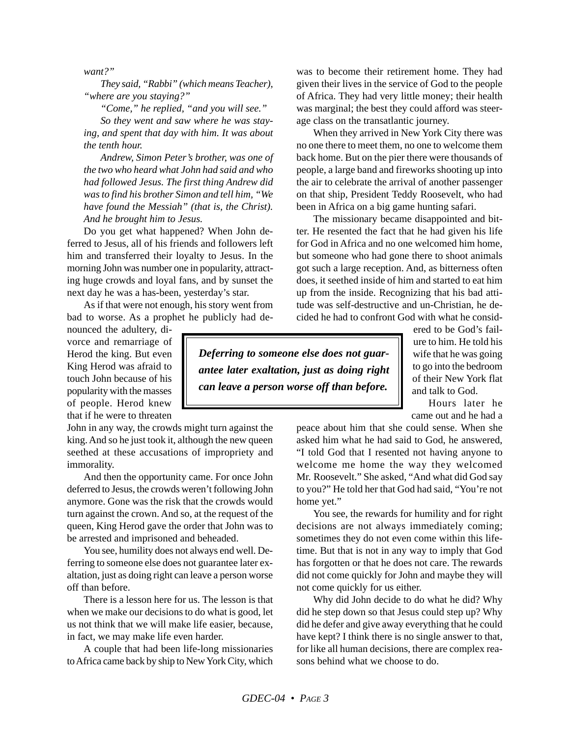*want?"*

*They said, "Rabbi" (which means Teacher), "where are you staying?"*

*"Come," he replied, "and you will see."*

*So they went and saw where he was staying, and spent that day with him. It was about the tenth hour.*

*Andrew, Simon Peter's brother, was one of the two who heard what John had said and who had followed Jesus. The first thing Andrew did was to find his brother Simon and tell him, "We have found the Messiah" (that is, the Christ). And he brought him to Jesus.*

Do you get what happened? When John deferred to Jesus, all of his friends and followers left him and transferred their loyalty to Jesus. In the morning John was number one in popularity, attracting huge crowds and loyal fans, and by sunset the next day he was a has-been, yesterday's star.

As if that were not enough, his story went from bad to worse. As a prophet he publicly had denounced the adultery, divorce and remarriage of Herod the king. But even King Herod was afraid to touch John because of his popularity with the masses of people. Herod knew that if he were to threaten John in any way, the crowds might turn against the king. And so he just took it, although the new queen seethed at these accusations of impropriety and immorality.

And then the opportunity came. For once John deferred to Jesus, the crowds weren't following John anymore. Gone was the risk that the crowds would turn against the crown. And so, at the request of the queen, King Herod gave the order that John was to be arrested and imprisoned and beheaded.

You see, humility does not always end well. Deferring to someone else does not guarantee later exaltation, just as doing right can leave a person worse off than before.

There is a lesson here for us. The lesson is that when we make our decisions to do what is good, let us not think that we will make life easier, because, in fact, we may make life even harder.

A couple that had been life-long missionaries to Africa came back by ship to New York City, which was to become their retirement home. They had given their lives in the service of God to the people of Africa. They had very little money; their health was marginal; the best they could afford was steerage class on the transatlantic journey.

When they arrived in New York City there was no one there to meet them, no one to welcome them back home. But on the pier there were thousands of people, a large band and fireworks shooting up into the air to celebrate the arrival of another passenger on that ship, President Teddy Roosevelt, who had been in Africa on a big game hunting safari.

The missionary became disappointed and bitter. He resented the fact that he had given his life for God in Africa and no one welcomed him home, but someone who had gone there to shoot animals got such a large reception. And, as bitterness often does, it seethed inside of him and started to eat him up from the inside. Recognizing that his bad attitude was self-destructive and un-Christian, he decided he had to confront God with what he considered to be God's failure to him. He told his wife that he was going to go into the bedroom of their New York flat and talk to God.

> ***Deferring to someone else does not guarantee later exaltation, just as doing right can leave a person worse off than before.***

Hours later he came out and he had a peace about him that she could sense. When she asked him what he had said to God, he answered, "I told God that I resented not having anyone to welcome me home the way they welcomed Mr. Roosevelt." She asked, "And what did God say to you?" He told her that God had said, "You're not home yet."

You see, the rewards for humility and for right decisions are not always immediately coming; sometimes they do not even come within this lifetime. But that is not in any way to imply that God has forgotten or that he does not care. The rewards did not come quickly for John and maybe they will not come quickly for us either.

Why did John decide to do what he did? Why did he step down so that Jesus could step up? Why did he defer and give away everything that he could have kept? I think there is no single answer to that, for like all human decisions, there are complex reasons behind what we choose to do.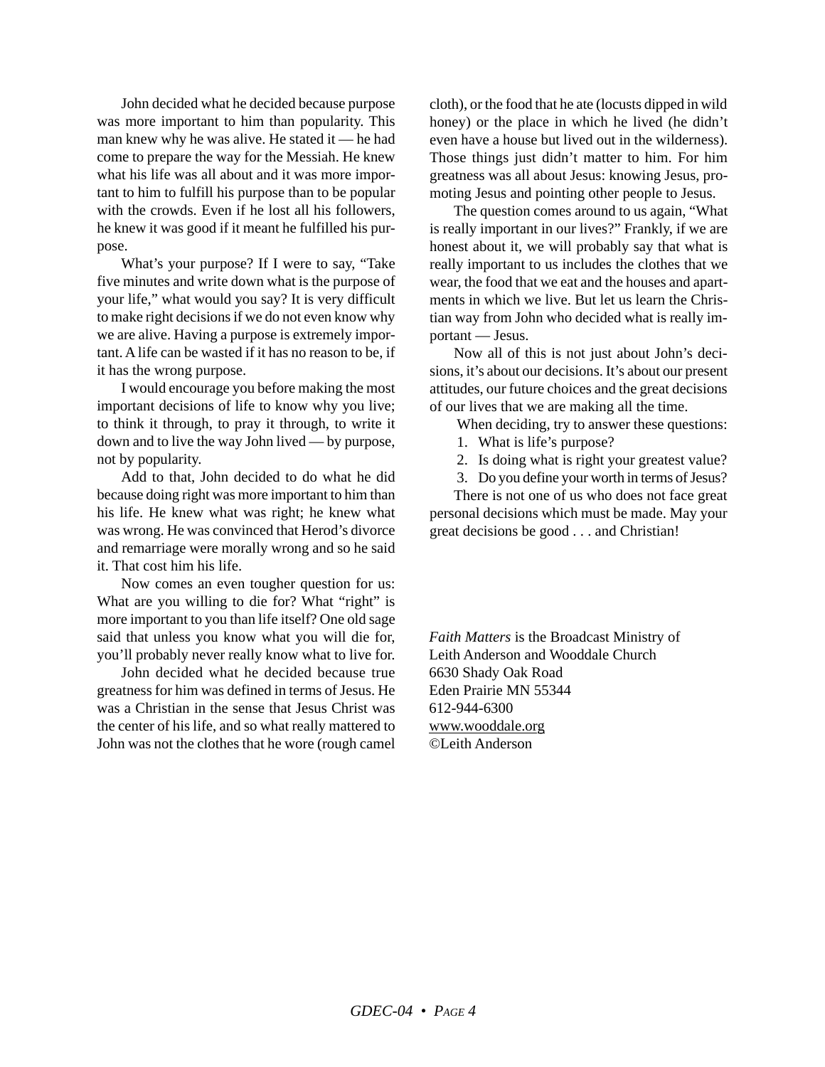John decided what he decided because purpose was more important to him than popularity. This man knew why he was alive. He stated it — he had come to prepare the way for the Messiah. He knew what his life was all about and it was more important to him to fulfill his purpose than to be popular with the crowds. Even if he lost all his followers, he knew it was good if it meant he fulfilled his purpose.

What's your purpose? If I were to say, "Take five minutes and write down what is the purpose of your life," what would you say? It is very difficult to make right decisions if we do not even know why we are alive. Having a purpose is extremely important. A life can be wasted if it has no reason to be, if it has the wrong purpose.

I would encourage you before making the most important decisions of life to know why you live; to think it through, to pray it through, to write it down and to live the way John lived — by purpose, not by popularity.

Add to that, John decided to do what he did because doing right was more important to him than his life. He knew what was right; he knew what was wrong. He was convinced that Herod's divorce and remarriage were morally wrong and so he said it. That cost him his life.

Now comes an even tougher question for us: What are you willing to die for? What "right" is more important to you than life itself? One old sage said that unless you know what you will die for, you'll probably never really know what to live for.

John decided what he decided because true greatness for him was defined in terms of Jesus. He was a Christian in the sense that Jesus Christ was the center of his life, and so what really mattered to John was not the clothes that he wore (rough camel cloth), or the food that he ate (locusts dipped in wild honey) or the place in which he lived (he didn't even have a house but lived out in the wilderness). Those things just didn't matter to him. For him greatness was all about Jesus: knowing Jesus, promoting Jesus and pointing other people to Jesus.

The question comes around to us again, "What is really important in our lives?" Frankly, if we are honest about it, we will probably say that what is really important to us includes the clothes that we wear, the food that we eat and the houses and apartments in which we live. But let us learn the Christian way from John who decided what is really important — Jesus.

Now all of this is not just about John's decisions, it's about our decisions. It's about our present attitudes, our future choices and the great decisions of our lives that we are making all the time.

When deciding, try to answer these questions:

1. What is life's purpose?
2. Is doing what is right your greatest value?
3. Do you define your worth in terms of Jesus?

There is not one of us who does not face great personal decisions which must be made. May your great decisions be good . . . and Christian!

*Faith Matters* is the Broadcast Ministry of
Leith Anderson and Wooddale Church
6630 Shady Oak Road
Eden Prairie MN 55344
612-944-6300
www.wooddale.org
©Leith Anderson